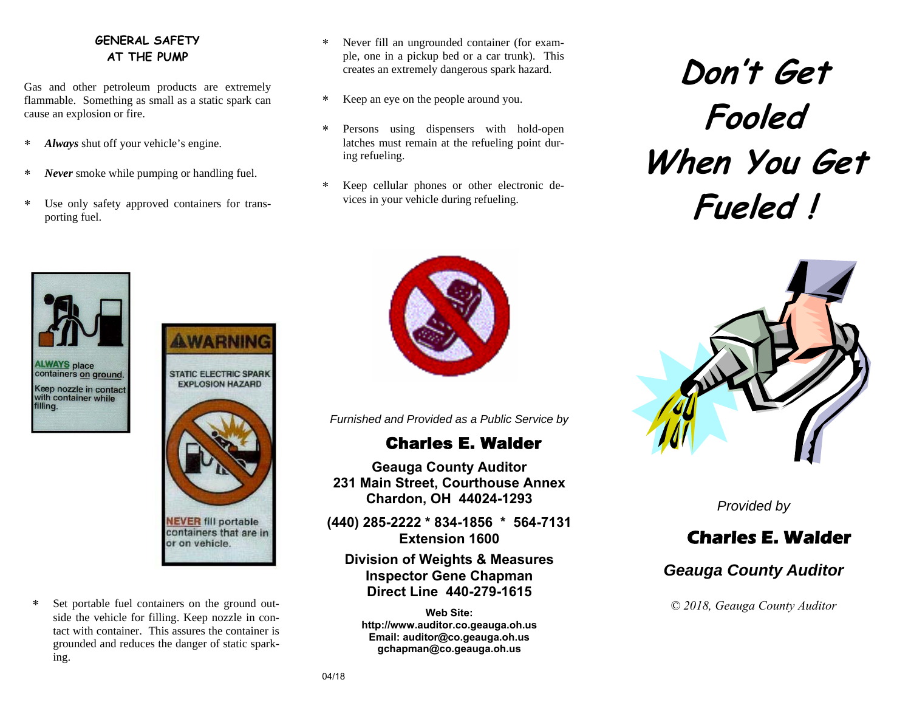## GENERAL SAFETY AT THE PUMP

Gas and other petroleum products are extremely flammable. Something as small as a static spark can cause an explosion or fire.

* ***Always*** shut off your vehicle's engine.
* ***Never*** smoke while pumping or handling fuel.
* Use only safety approved containers for transporting fuel.

ALWAYS place containers on ground.
Keep nozzle in contact with container while filling.

WARNING
STATIC ELECTRIC SPARK EXPLOSION HAZARD
NEVER fill portable containers that are in or on vehicle.

* Set portable fuel containers on the ground outside the vehicle for filling. Keep nozzle in contact with container. This assures the container is grounded and reduces the danger of static sparking.

* Never fill an ungrounded container (for example, one in a pickup bed or a car trunk). This creates an extremely dangerous spark hazard.
* Keep an eye on the people around you.
* Persons using dispensers with hold-open latches must remain at the refueling point during refueling.
* Keep cellular phones or other electronic devices in your vehicle during refueling.

*Furnished and Provided as a Public Service by*

**Charles E. Walder**

**Geauga County Auditor**
**231 Main Street, Courthouse Annex**
**Chardon, OH 44024-1293**

**(440) 285-2222 * 834-1856 * 564-7131**
**Extension 1600**

**Division of Weights & Measures**
**Inspector Gene Chapman**
**Direct Line 440-279-1615**

**Web Site:**
**http://www.auditor.co.geauga.oh.us**
**Email: auditor@co.geauga.oh.us**
**gchapman@co.geauga.oh.us**

04/18

# Don't Get Fooled When You Get Fueled !

*Provided by*

**Charles E. Walder**

***Geauga County Auditor***

*© 2018, Geauga County Auditor*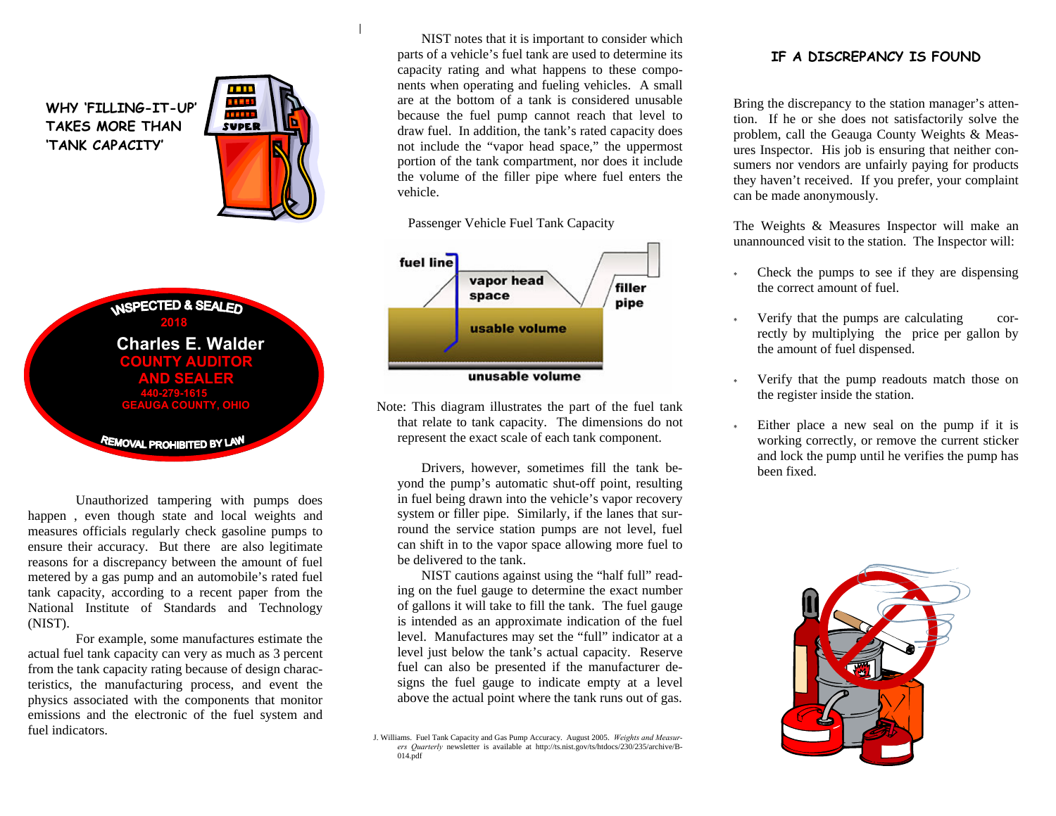## WHY 'FILLING-IT-UP' TAKES MORE THAN 'TANK CAPACITY'

INSPECTED & SEALED
2018
Charles E. Walder
COUNTY AUDITOR
AND SEALER
440-279-1615
GEAUGA COUNTY, OHIO
REMOVAL PROHIBITED BY LAW

Unauthorized tampering with pumps does happen , even though state and local weights and measures officials regularly check gasoline pumps to ensure their accuracy. But there are also legitimate reasons for a discrepancy between the amount of fuel metered by a gas pump and an automobile's rated fuel tank capacity, according to a recent paper from the National Institute of Standards and Technology (NIST).

For example, some manufactures estimate the actual fuel tank capacity can very as much as 3 percent from the tank capacity rating because of design characteristics, the manufacturing process, and event the physics associated with the components that monitor emissions and the electronic of the fuel system and fuel indicators.

NIST notes that it is important to consider which parts of a vehicle's fuel tank are used to determine its capacity rating and what happens to these components when operating and fueling vehicles. A small are at the bottom of a tank is considered unusable because the fuel pump cannot reach that level to draw fuel. In addition, the tank's rated capacity does not include the "vapor head space," the uppermost portion of the tank compartment, nor does it include the volume of the filler pipe where fuel enters the vehicle.

Passenger Vehicle Fuel Tank Capacity

fuel line
vapor head space
filler pipe
usable volume
unusable volume

Note: This diagram illustrates the part of the fuel tank that relate to tank capacity. The dimensions do not represent the exact scale of each tank component.

Drivers, however, sometimes fill the tank beyond the pump's automatic shut-off point, resulting in fuel being drawn into the vehicle's vapor recovery system or filler pipe. Similarly, if the lanes that surround the service station pumps are not level, fuel can shift in to the vapor space allowing more fuel to be delivered to the tank.

NIST cautions against using the "half full" reading on the fuel gauge to determine the exact number of gallons it will take to fill the tank. The fuel gauge is intended as an approximate indication of the fuel level. Manufactures may set the "full" indicator at a level just below the tank's actual capacity. Reserve fuel can also be presented if the manufacturer designs the fuel gauge to indicate empty at a level above the actual point where the tank runs out of gas.

J. Williams. Fuel Tank Capacity and Gas Pump Accuracy. August 2005. *Weights and Measurers Quarterly* newsletter is available at http://ts.nist.gov/ts/htdocs/230/235/archive/B-014.pdf

## IF A DISCREPANCY IS FOUND

Bring the discrepancy to the station manager's attention. If he or she does not satisfactorily solve the problem, call the Geauga County Weights & Measures Inspector. His job is ensuring that neither consumers nor vendors are unfairly paying for products they haven't received. If you prefer, your complaint can be made anonymously.

The Weights & Measures Inspector will make an unannounced visit to the station. The Inspector will:

- Check the pumps to see if they are dispensing the correct amount of fuel.
- Verify that the pumps are calculating correctly by multiplying the price per gallon by the amount of fuel dispensed.
- Verify that the pump readouts match those on the register inside the station.
- Either place a new seal on the pump if it is working correctly, or remove the current sticker and lock the pump until he verifies the pump has been fixed.